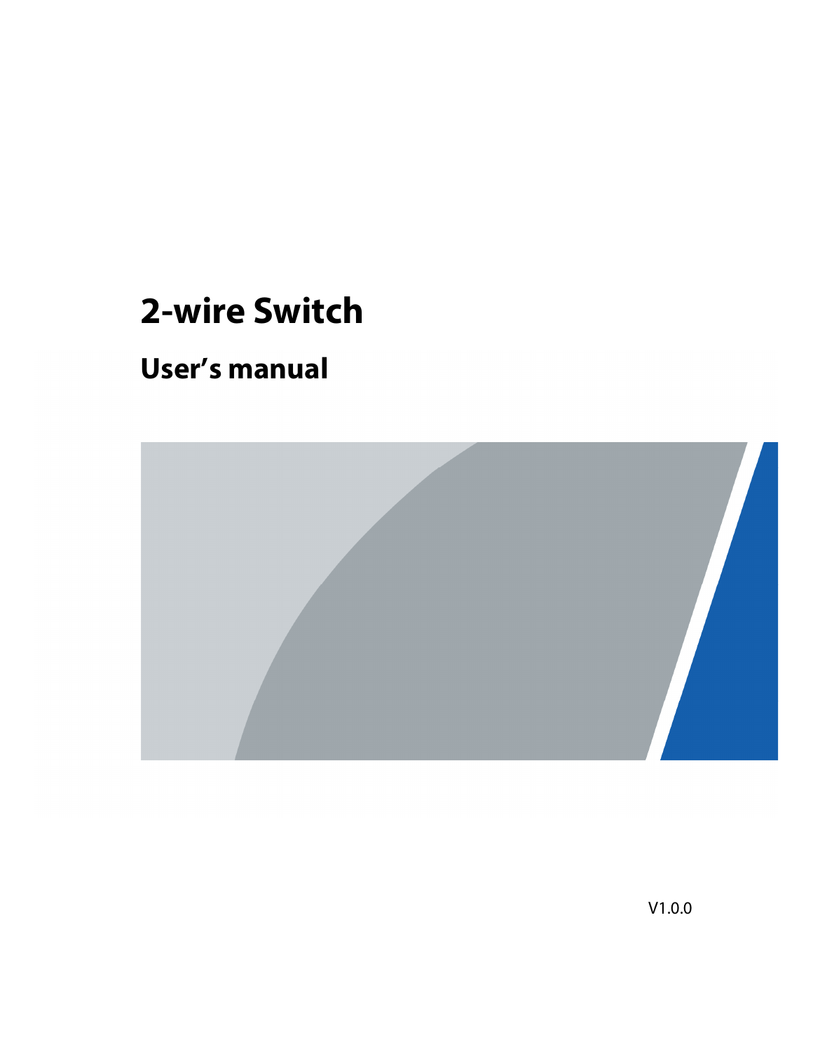# 2-wire Switch

## User's manual

V1.0.0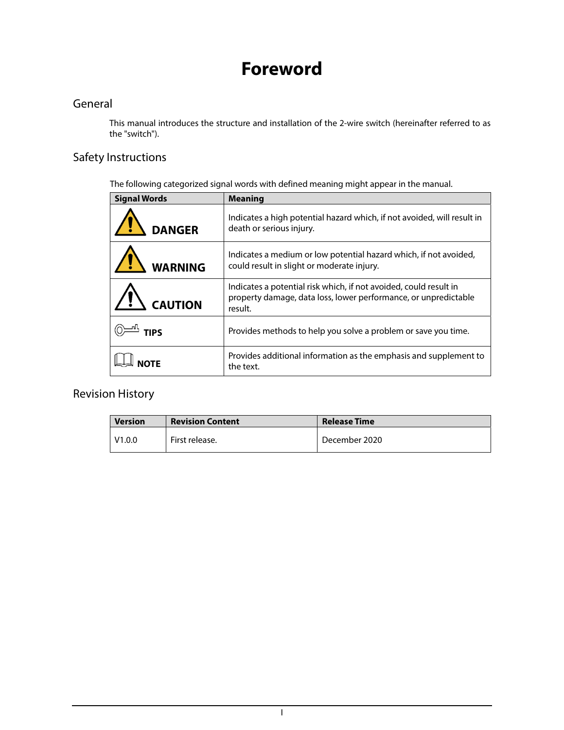# Foreword

## General

This manual introduces the structure and installation of the 2-wire switch (hereinafter referred to as the "switch").

## Safety Instructions

The following categorized signal words with defined meaning might appear in the manual.

| Signal Words | Meaning |
| --- | --- |
| DANGER | Indicates a high potential hazard which, if not avoided, will result in death or serious injury. |
| WARNING | Indicates a medium or low potential hazard which, if not avoided, could result in slight or moderate injury. |
| CAUTION | Indicates a potential risk which, if not avoided, could result in property damage, data loss, lower performance, or unpredictable result. |
| TIPS | Provides methods to help you solve a problem or save you time. |
| NOTE | Provides additional information as the emphasis and supplement to the text. |

## Revision History

| Version | Revision Content | Release Time |
| --- | --- | --- |
| V1.0.0 | First release. | December 2020 |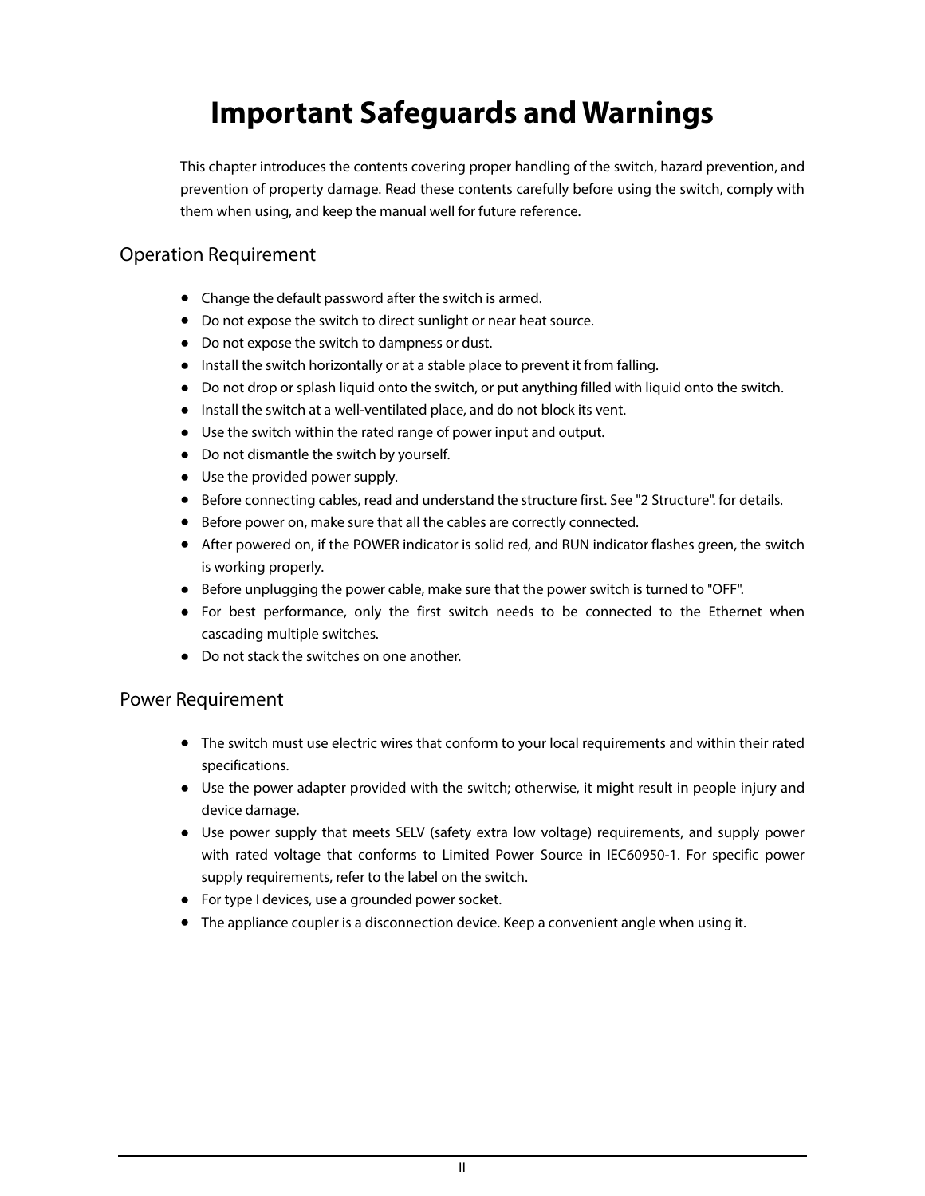# Important Safeguards and Warnings

This chapter introduces the contents covering proper handling of the switch, hazard prevention, and prevention of property damage. Read these contents carefully before using the switch, comply with them when using, and keep the manual well for future reference.

## Operation Requirement

- Change the default password after the switch is armed.
- Do not expose the switch to direct sunlight or near heat source.
- Do not expose the switch to dampness or dust.
- Install the switch horizontally or at a stable place to prevent it from falling.
- Do not drop or splash liquid onto the switch, or put anything filled with liquid onto the switch.
- Install the switch at a well-ventilated place, and do not block its vent.
- Use the switch within the rated range of power input and output.
- Do not dismantle the switch by yourself.
- Use the provided power supply.
- Before connecting cables, read and understand the structure first. See "2 Structure". for details.
- Before power on, make sure that all the cables are correctly connected.
- After powered on, if the POWER indicator is solid red, and RUN indicator flashes green, the switch is working properly.
- Before unplugging the power cable, make sure that the power switch is turned to "OFF".
- For best performance, only the first switch needs to be connected to the Ethernet when cascading multiple switches.
- Do not stack the switches on one another.

## Power Requirement

- The switch must use electric wires that conform to your local requirements and within their rated specifications.
- Use the power adapter provided with the switch; otherwise, it might result in people injury and device damage.
- Use power supply that meets SELV (safety extra low voltage) requirements, and supply power with rated voltage that conforms to Limited Power Source in IEC60950-1. For specific power supply requirements, refer to the label on the switch.
- For type I devices, use a grounded power socket.
- The appliance coupler is a disconnection device. Keep a convenient angle when using it.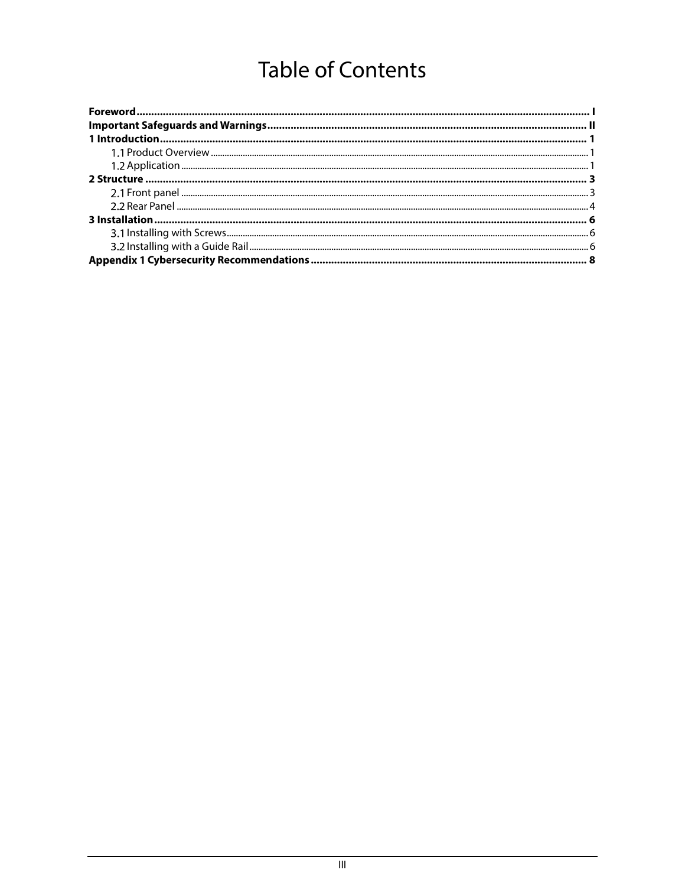# Table of Contents

**Foreword** .......... I
**Important Safeguards and Warnings** .......... II
**1 Introduction** .......... 1
  1.1 Product Overview .......... 1
  1.2 Application .......... 1
**2 Structure** .......... 3
  2.1 Front panel .......... 3
  2.2 Rear Panel .......... 4
**3 Installation** .......... 6
  3.1 Installing with Screws .......... 6
  3.2 Installing with a Guide Rail .......... 6
**Appendix 1 Cybersecurity Recommendations** .......... 8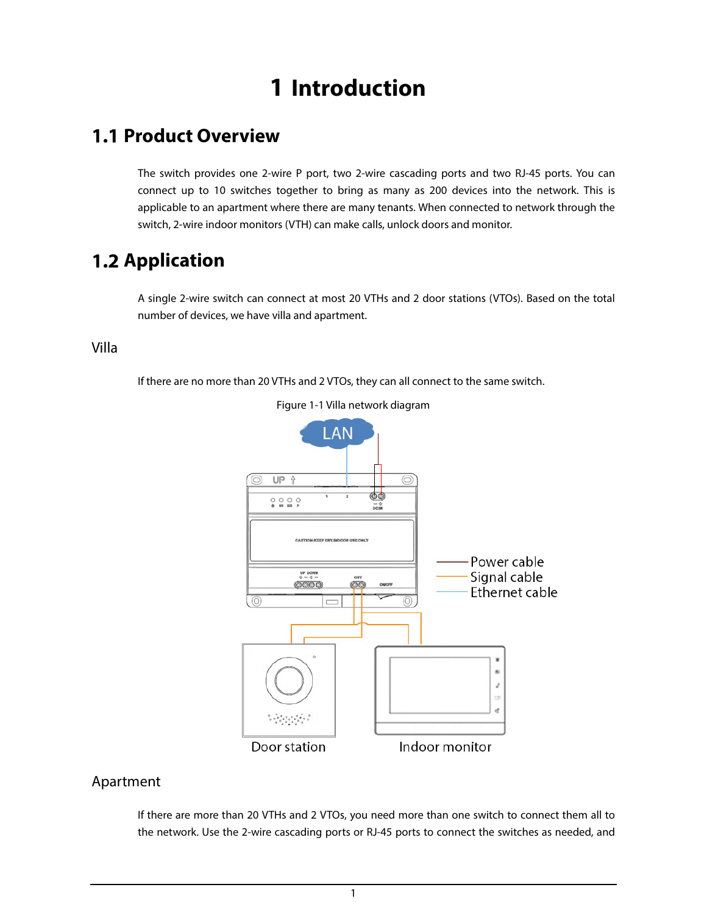# 1 Introduction

## 1.1 Product Overview

The switch provides one 2-wire P port, two 2-wire cascading ports and two RJ-45 ports. You can connect up to 10 switches together to bring as many as 200 devices into the network. This is applicable to an apartment where there are many tenants. When connected to network through the switch, 2-wire indoor monitors (VTH) can make calls, unlock doors and monitor.

## 1.2 Application

A single 2-wire switch can connect at most 20 VTHs and 2 door stations (VTOs). Based on the total number of devices, we have villa and apartment.

### Villa

If there are no more than 20 VTHs and 2 VTOs, they can all connect to the same switch.

Figure 1-1 Villa network diagram

### Apartment

If there are more than 20 VTHs and 2 VTOs, you need more than one switch to connect them all to the network. Use the 2-wire cascading ports or RJ-45 ports to connect the switches as needed, and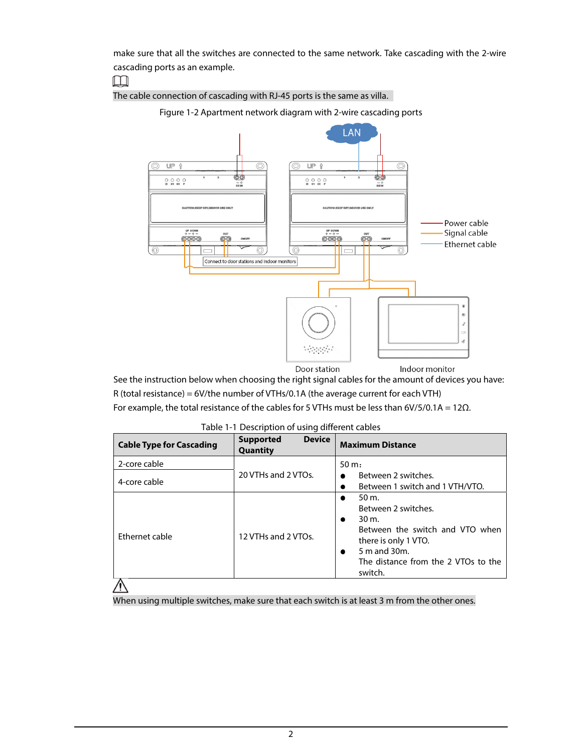make sure that all the switches are connected to the same network. Take cascading with the 2-wire cascading ports as an example.

The cable connection of cascading with RJ-45 ports is the same as villa.

Figure 1-2 Apartment network diagram with 2-wire cascading ports

See the instruction below when choosing the right signal cables for the amount of devices you have:

R (total resistance) = 6V/the number of VTHs/0.1A (the average current for each VTH)

For example, the total resistance of the cables for 5 VTHs must be less than 6V/5/0.1A = 12Ω.

Table 1-1 Description of using different cables

| Cable Type for Cascading | Supported Device Quantity | Maximum Distance |
|---|---|---|
| 2-core cable | 20 VTHs and 2 VTOs. | 50 m: <br>● Between 2 switches. <br>● Between 1 switch and 1 VTH/VTO. |
| 4-core cable | | |
| Ethernet cable | 12 VTHs and 2 VTOs. | ● 50 m. Between 2 switches. <br>● 30 m. Between the switch and VTO when there is only 1 VTO. <br>● 5 m and 30m. The distance from the 2 VTOs to the switch. |

When using multiple switches, make sure that each switch is at least 3 m from the other ones.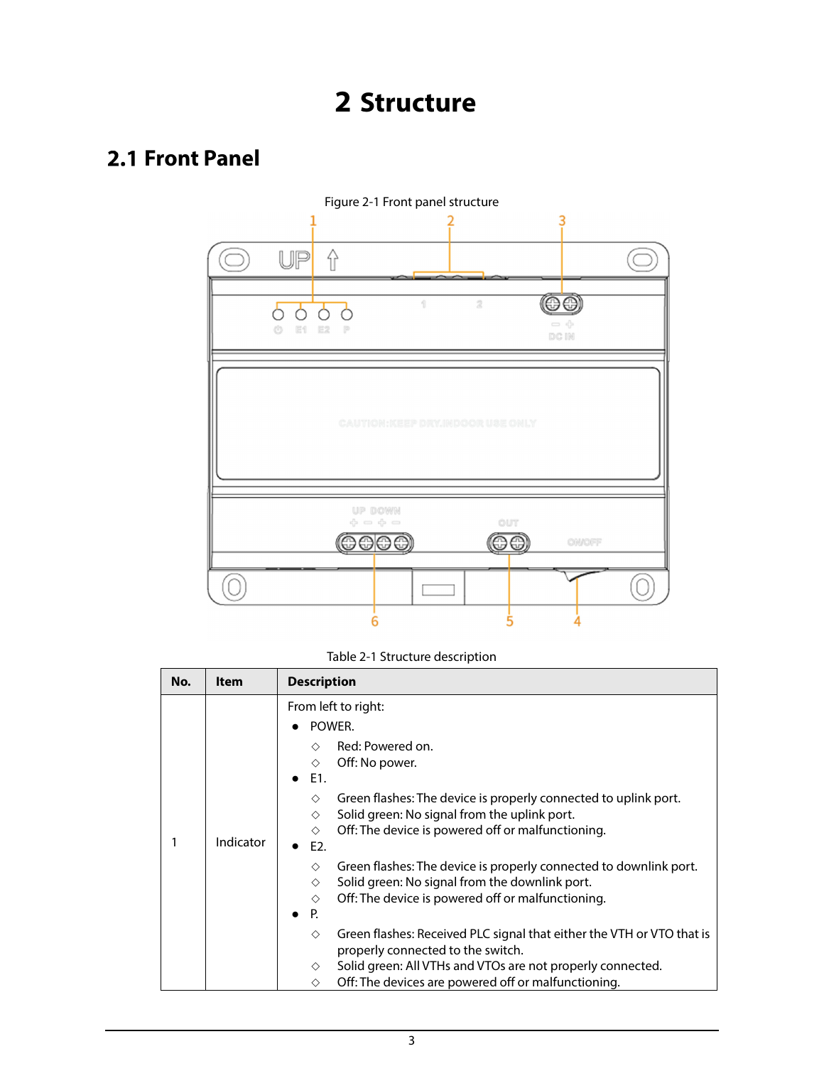# 2 Structure

## 2.1 Front Panel

Figure 2-1 Front panel structure

Table 2-1 Structure description

| No. | Item | Description |
| --- | --- | --- |
| 1 | Indicator | From left to right:<br>● POWER.<br>◇ Red: Powered on.<br>◇ Off: No power.<br>● E1.<br>◇ Green flashes: The device is properly connected to uplink port.<br>◇ Solid green: No signal from the uplink port.<br>◇ Off: The device is powered off or malfunctioning.<br>● E2.<br>◇ Green flashes: The device is properly connected to downlink port.<br>◇ Solid green: No signal from the downlink port.<br>◇ Off: The device is powered off or malfunctioning.<br>● P.<br>◇ Green flashes: Received PLC signal that either the VTH or VTO that is properly connected to the switch.<br>◇ Solid green: All VTHs and VTOs are not properly connected.<br>◇ Off: The devices are powered off or malfunctioning. |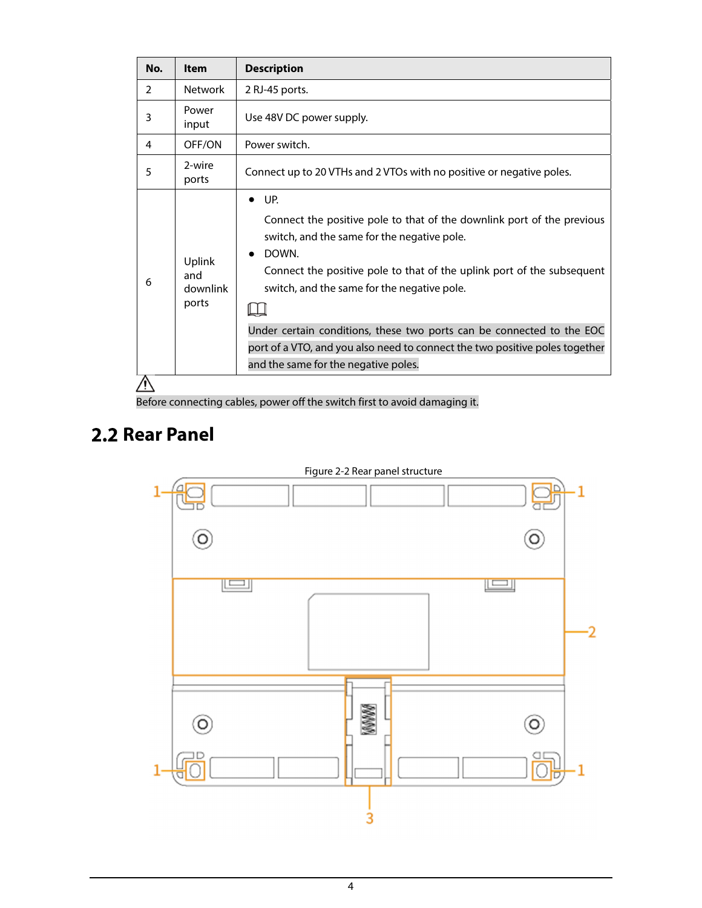| No. | Item | Description |
|---|---|---|
| 2 | Network | 2 RJ-45 ports. |
| 3 | Power input | Use 48V DC power supply. |
| 4 | OFF/ON | Power switch. |
| 5 | 2-wire ports | Connect up to 20 VTHs and 2 VTOs with no positive or negative poles. |
| 6 | Uplink and downlink ports | • UP. Connect the positive pole to that of the downlink port of the previous switch, and the same for the negative pole. • DOWN. Connect the positive pole to that of the uplink port of the subsequent switch, and the same for the negative pole. Under certain conditions, these two ports can be connected to the EOC port of a VTO, and you also need to connect the two positive poles together and the same for the negative poles. |

Before connecting cables, power off the switch first to avoid damaging it.

## 2.2 Rear Panel

Figure 2-2 Rear panel structure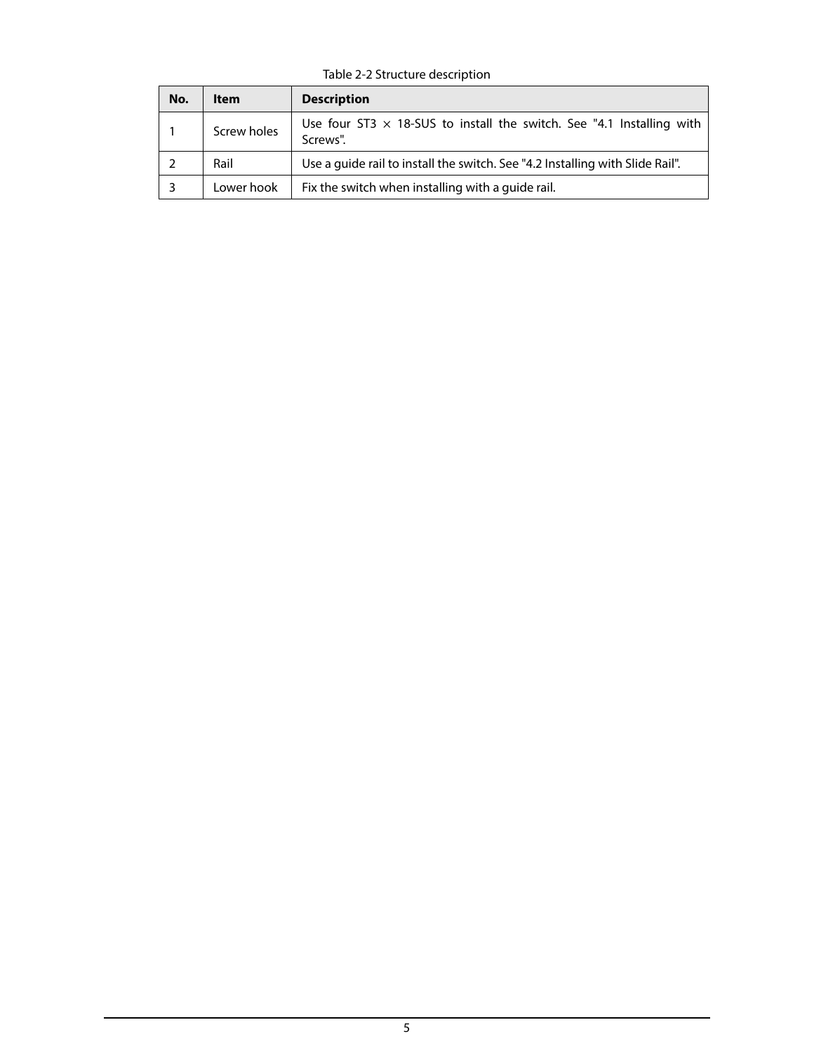Table 2-2 Structure description

| No. | Item | Description |
| --- | --- | --- |
| 1 | Screw holes | Use four ST3 × 18-SUS to install the switch. See "4.1 Installing with Screws". |
| 2 | Rail | Use a guide rail to install the switch. See "4.2 Installing with Slide Rail". |
| 3 | Lower hook | Fix the switch when installing with a guide rail. |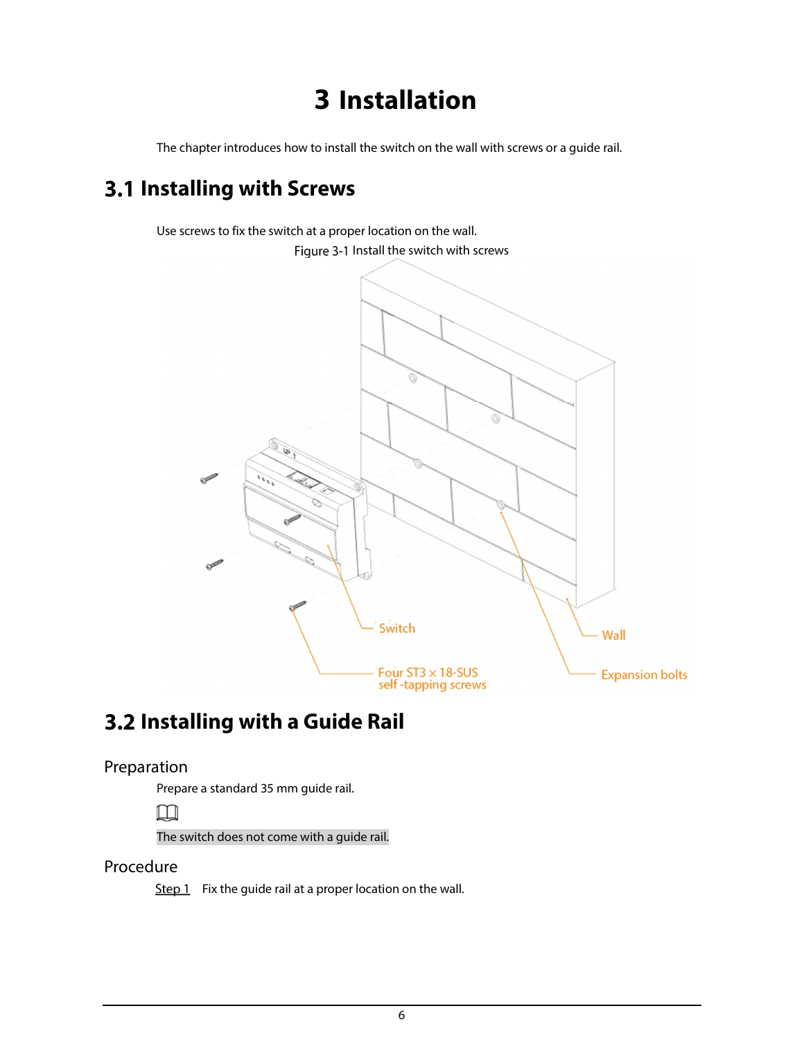# 3 Installation

The chapter introduces how to install the switch on the wall with screws or a guide rail.

## 3.1 Installing with Screws

Use screws to fix the switch at a proper location on the wall.

Figure 3-1 Install the switch with screws

## 3.2 Installing with a Guide Rail

### Preparation

Prepare a standard 35 mm guide rail.

The switch does not come with a guide rail.

### Procedure

Step 1 Fix the guide rail at a proper location on the wall.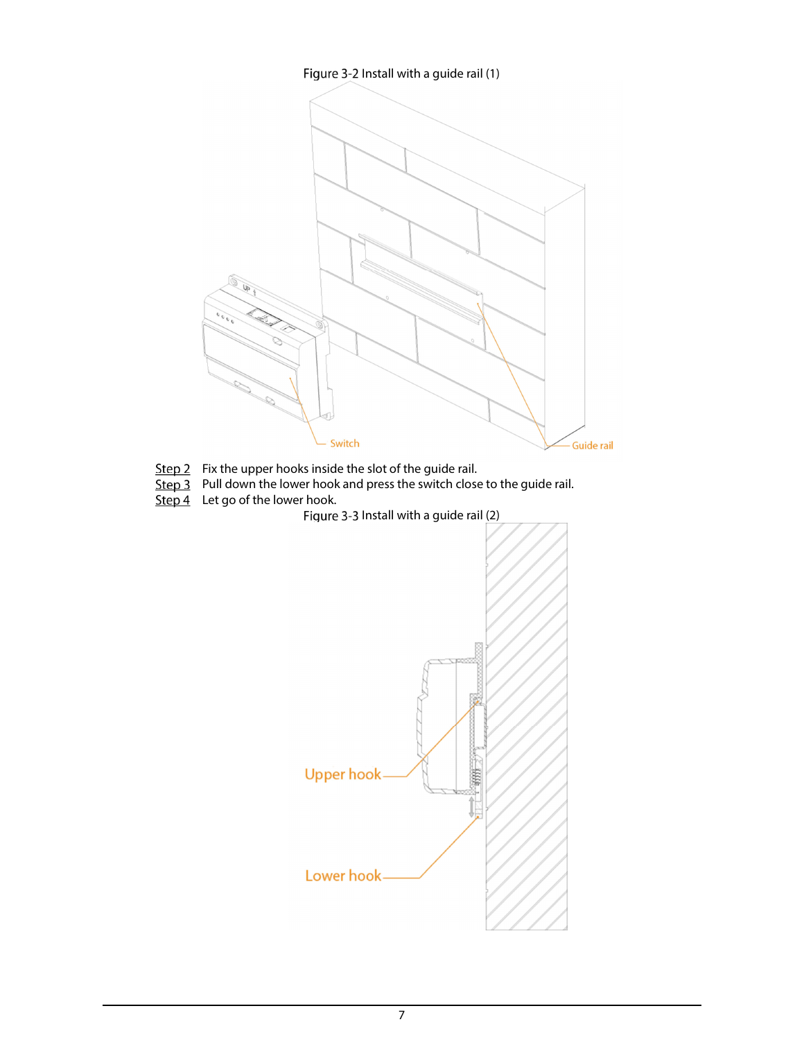Figure 3-2 Install with a guide rail (1)

Step 2 Fix the upper hooks inside the slot of the guide rail.

Step 3 Pull down the lower hook and press the switch close to the guide rail.

Step 4 Let go of the lower hook.

Figure 3-3 Install with a guide rail (2)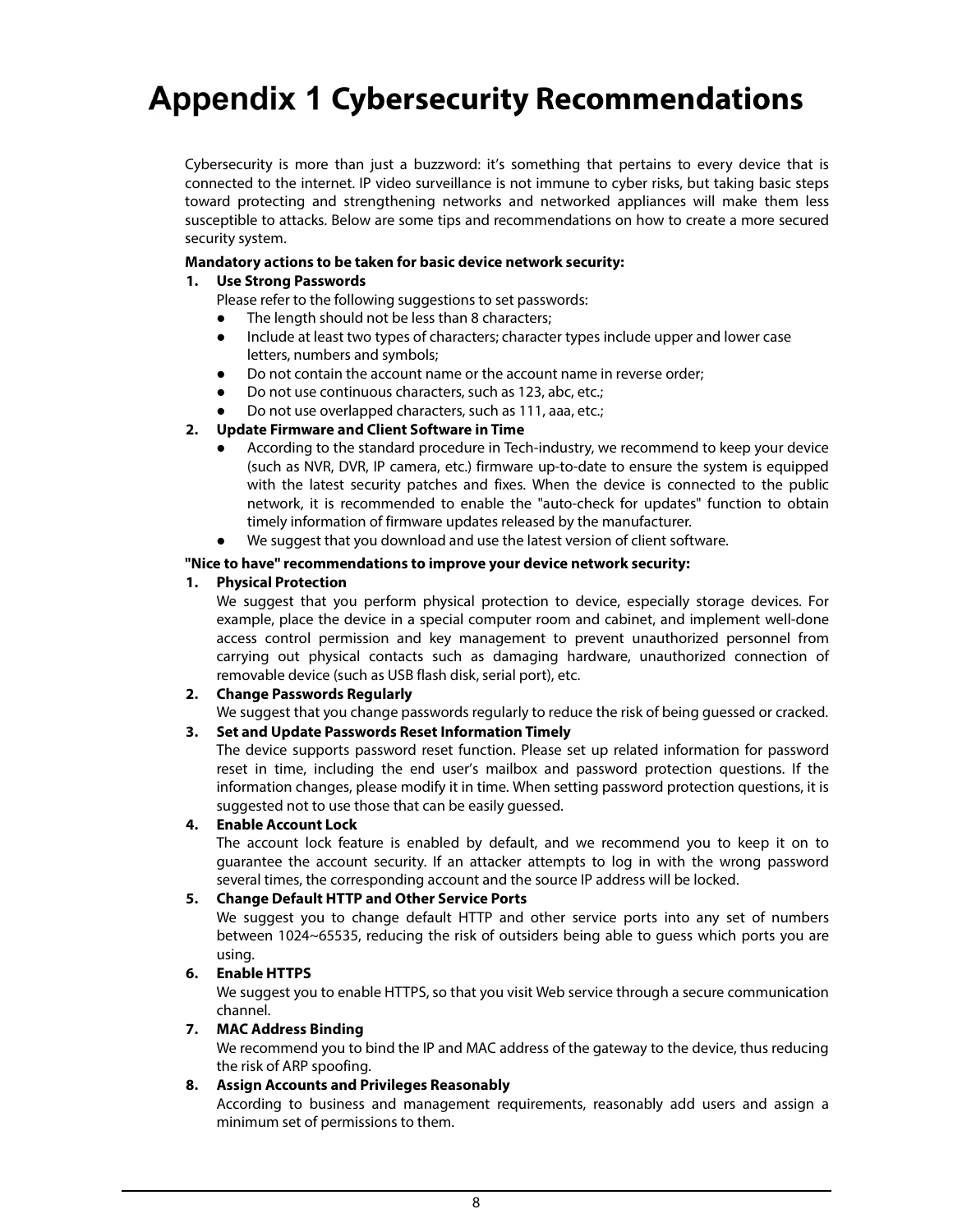# Appendix 1 Cybersecurity Recommendations

Cybersecurity is more than just a buzzword: it's something that pertains to every device that is connected to the internet. IP video surveillance is not immune to cyber risks, but taking basic steps toward protecting and strengthening networks and networked appliances will make them less susceptible to attacks. Below are some tips and recommendations on how to create a more secured security system.

**Mandatory actions to be taken for basic device network security:**

1. **Use Strong Passwords**

   Please refer to the following suggestions to set passwords:
   - The length should not be less than 8 characters;
   - Include at least two types of characters; character types include upper and lower case letters, numbers and symbols;
   - Do not contain the account name or the account name in reverse order;
   - Do not use continuous characters, such as 123, abc, etc.;
   - Do not use overlapped characters, such as 111, aaa, etc.;

2. **Update Firmware and Client Software in Time**
   - According to the standard procedure in Tech-industry, we recommend to keep your device (such as NVR, DVR, IP camera, etc.) firmware up-to-date to ensure the system is equipped with the latest security patches and fixes. When the device is connected to the public network, it is recommended to enable the "auto-check for updates" function to obtain timely information of firmware updates released by the manufacturer.
   - We suggest that you download and use the latest version of client software.

**"Nice to have" recommendations to improve your device network security:**

1. **Physical Protection**

   We suggest that you perform physical protection to device, especially storage devices. For example, place the device in a special computer room and cabinet, and implement well-done access control permission and key management to prevent unauthorized personnel from carrying out physical contacts such as damaging hardware, unauthorized connection of removable device (such as USB flash disk, serial port), etc.

2. **Change Passwords Regularly**

   We suggest that you change passwords regularly to reduce the risk of being guessed or cracked.

3. **Set and Update Passwords Reset Information Timely**

   The device supports password reset function. Please set up related information for password reset in time, including the end user's mailbox and password protection questions. If the information changes, please modify it in time. When setting password protection questions, it is suggested not to use those that can be easily guessed.

4. **Enable Account Lock**

   The account lock feature is enabled by default, and we recommend you to keep it on to guarantee the account security. If an attacker attempts to log in with the wrong password several times, the corresponding account and the source IP address will be locked.

5. **Change Default HTTP and Other Service Ports**

   We suggest you to change default HTTP and other service ports into any set of numbers between 1024~65535, reducing the risk of outsiders being able to guess which ports you are using.

6. **Enable HTTPS**

   We suggest you to enable HTTPS, so that you visit Web service through a secure communication channel.

7. **MAC Address Binding**

   We recommend you to bind the IP and MAC address of the gateway to the device, thus reducing the risk of ARP spoofing.

8. **Assign Accounts and Privileges Reasonably**

   According to business and management requirements, reasonably add users and assign a minimum set of permissions to them.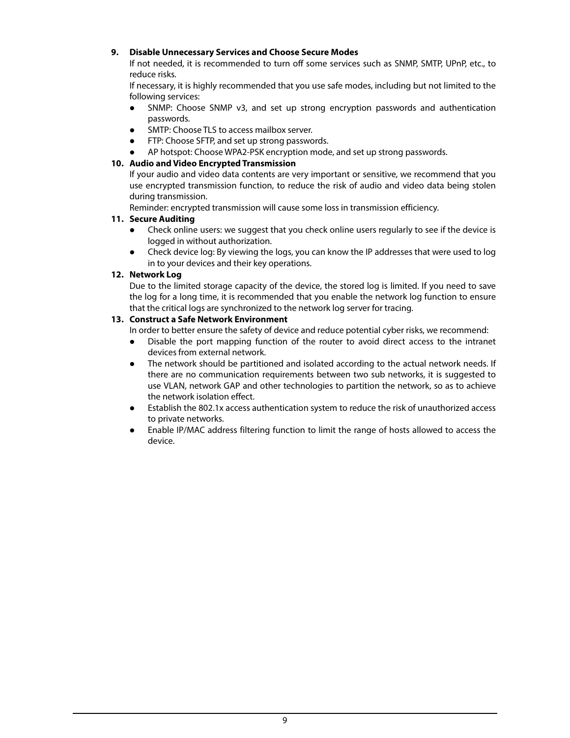9. **Disable Unnecessary Services and Choose Secure Modes**

   If not needed, it is recommended to turn off some services such as SNMP, SMTP, UPnP, etc., to reduce risks.

   If necessary, it is highly recommended that you use safe modes, including but not limited to the following services:

   - SNMP: Choose SNMP v3, and set up strong encryption passwords and authentication passwords.
   - SMTP: Choose TLS to access mailbox server.
   - FTP: Choose SFTP, and set up strong passwords.
   - AP hotspot: Choose WPA2-PSK encryption mode, and set up strong passwords.

10. **Audio and Video Encrypted Transmission**

    If your audio and video data contents are very important or sensitive, we recommend that you use encrypted transmission function, to reduce the risk of audio and video data being stolen during transmission.

    Reminder: encrypted transmission will cause some loss in transmission efficiency.

11. **Secure Auditing**

    - Check online users: we suggest that you check online users regularly to see if the device is logged in without authorization.
    - Check device log: By viewing the logs, you can know the IP addresses that were used to log in to your devices and their key operations.

12. **Network Log**

    Due to the limited storage capacity of the device, the stored log is limited. If you need to save the log for a long time, it is recommended that you enable the network log function to ensure that the critical logs are synchronized to the network log server for tracing.

13. **Construct a Safe Network Environment**

    In order to better ensure the safety of device and reduce potential cyber risks, we recommend:

    - Disable the port mapping function of the router to avoid direct access to the intranet devices from external network.
    - The network should be partitioned and isolated according to the actual network needs. If there are no communication requirements between two sub networks, it is suggested to use VLAN, network GAP and other technologies to partition the network, so as to achieve the network isolation effect.
    - Establish the 802.1x access authentication system to reduce the risk of unauthorized access to private networks.
    - Enable IP/MAC address filtering function to limit the range of hosts allowed to access the device.